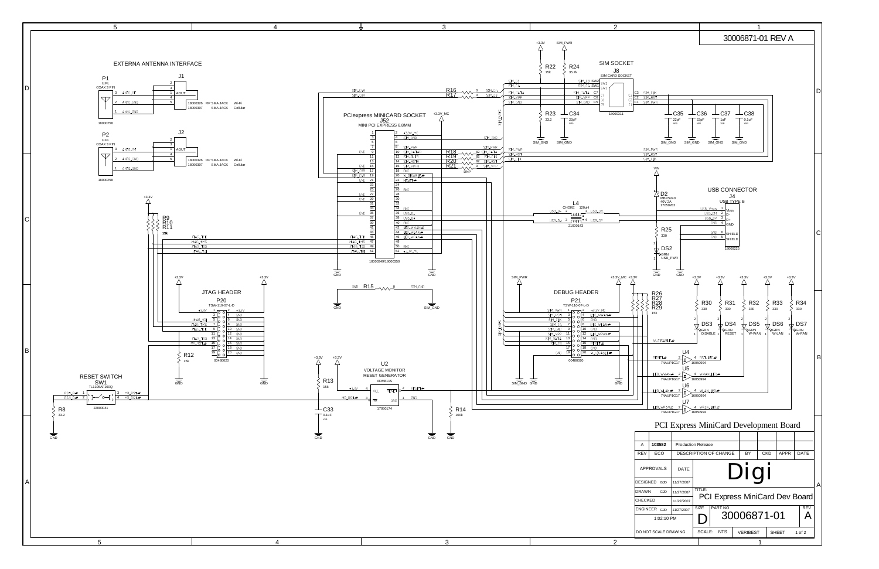30006871-01 REV A

EXTERNA ANTENNA INTERFACE

P1
U.FL
COAX 3 PIN
18000258

J1
AOUT
18000326 RP SMA JACK Wi-Fi
18000307 SMA JACK Cellular

P2
U.FL
COAX 3 PIN
18000258

J2
AOUT
18000326 RP SMA JACK Wi-Fi
18000307 SMA JACK Cellular

PCIexpress MINICARD SOCKET
J52
MINI PCI EXPRESS 6.8MM
18000349/18000350

R16 0
R17 0
R18 82
R19 82
R20 82
R21 0 DNP

SIM SOCKET
J8
SIM CARD SOCKET
18000311

R22 15k
R24 35.7k
R23 33.2
C34 22pF NPO
C35 22pF NPO
C36 22pF NPO
C37 1uF X5R
C38 0.1uF X5R

USB CONNECTOR
J4
USB TYPE B
18000225

L4
CHOKE 120uH
21000143

D2
MBRS240
40V 2A
17050282

R25 330
DS2
GRN
USB_PWR

R9
R10
R11
15k

JTAG HEADER
P20
TSW-110-07-L-D
00480020

R12 15k

RESET SWITCH
SW1
TL1105AF160Q
22000041

R8 33.2

R15 0

U2
VOLTAGE MONITOR
RESET GENERATOR
ADM811S
17050174

R13 15k
C33 0.1uF X5R
R14 100k

DEBUG HEADER
P21
TSW-110-07-L-D
00480020

R26
R27
R28
R29
15k

R30 330
R31 330
R32 330
R33 330
R34 330

DS3 DISABLE
DS4 GRN RESET
DS5 GRN W-WAN
DS6 GRN W-LAN
DS7 GRN W-PAN

U4 74AUP1G17 16050994
U5 74AUP1G17 16050994
U6 74AUP1G17 16050994
U7 74AUP1G17 16050994

PCI Express MiniCard Development Board

| REV | ECO | DESCRIPTION OF CHANGE | BY | CKD | APPR | DATE |
|---|---|---|---|---|---|---|
| A | 103582 | Production Release | | | | |

| APPROVALS | | DATE |
|---|---|---|
| DESIGNED | GJD | 11/27/2007 |
| DRAWN | GJD | 11/27/2007 |
| CHECKED | | 11/27/2007 |
| ENGINEER | GJD | 11/27/2007 |
| 1:02:10 PM | | |

DO NOT SCALE DRAWING

Digi

TITLE: PCI Express MiniCard Dev Board

SIZE: D
PART NO.: 30006871-01
REV: A

SCALE: NTS
VERIBEST
SHEET 1 of 2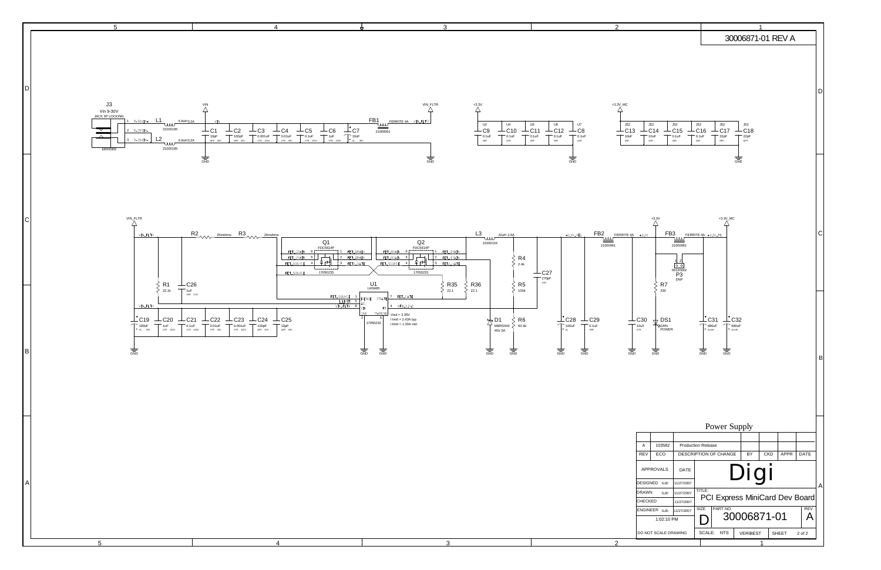30006871-01 REV A

J3
Vin 9-30V
JACK 3P LOCKING
18000302

L1 6.8uH 3.2A 21000165
L2 6.8uH 3.2A 21000165

VIN

C1 10pF NPO 50V
C2 100pF NPO 50V
C3 0.001uF X7R 100V
C4 0.01uF X7R 50V
C5 0.1uF X7R 100V
C6 1uF X7R 100V
C7 10uF AL 35V

FB1 FERRITE 4A 21000061

VIN_FLTR

GND

+3.3V

U2 C9 0.1uF X5R
U4 C10 0.1uF X5R
U5 C11 0.1uF X5R
U6 C12 0.1uF X5R
U7 C8 0.1uF X5R

+3.3V_MC

J52 C13 10uF X5R
J52 C14 10uF X5R
J52 C15 0.1uF X5R
J52 C16 0.1uF X5R
J52 C17 22pF NPO
J52 C18 22pF NPO

VIN_FLTR

R2 25mohms
R3 25mohms

R1 22.1k
C26 1uF X5R 6.3V

Q1 FDC5614P 17050233
Q2 FDC5614P 17050233

U1 LM3485 17050232
Vout = 3.35V
I limit = 2.43A typ
I limit = 1.33A min

R35 22.1
R36 22.1

L3 22uH 2.6A 21000134

R4 2.4k
R5 100k
C27 270pF X7R

D1 MBRS540 40V 5A
R6 60.4k

C19 100uF AL 50V
C20 1uF X7R 100V
C21 0.1uF X7R 100V
C22 0.01uF X7R 50V
C23 0.001uF X7R 100V
C24 100pF NPO 50V
C25 10pF NPO 50V

C28 100uF AL
C29 0.1uF X5R

FB2 FERRITE 4A 21000061

+3.3V

C30 10uF X7R

R7 330
DS1 GRN POWER

FB3 FERRITE 4A 21000061

P3 00120002 DNP

+3.3V_MC

C31 680uF ALUM
C32 680uF ALUM

Power Supply

| REV | ECO | DESCRIPTION OF CHANGE | BY | CKD | APPR | DATE |
|---|---|---|---|---|---|---|
| A | 103582 | Production Release | | | | |

| APPROVALS | DATE |
|---|---|
| DESIGNED GJD | 11/27/2007 |
| DRAWN GJD | 11/27/2007 |
| CHECKED | 11/27/2007 |
| ENGINEER GJD | 11/27/2007 |
| 1:02:10 PM | |

Digi

TITLE: PCI Express MiniCard Dev Board

SIZE: D
PART NO.: 30006871-01
REV: A

DO NOT SCALE DRAWING
SCALE: NTS
VERIBEST
SHEET 2 of 2